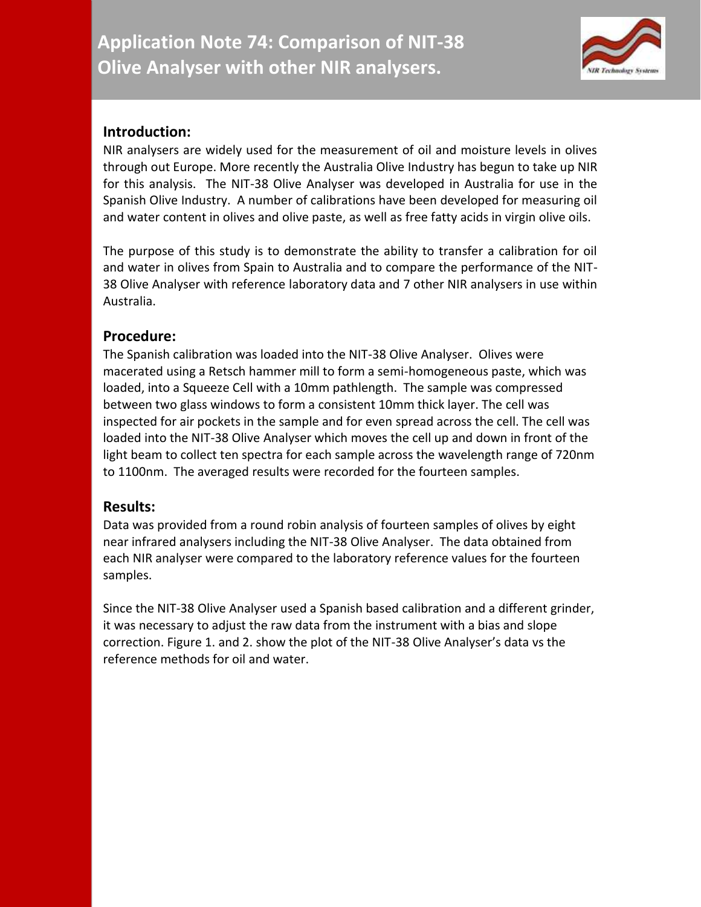# Application Note 74: Comparison of NIT-38 Olive Analyser with other NIR analysers.

## Introduction:

NIR analysers are widely used for the measurement of oil and moisture levels in olives through out Europe. More recently the Australia Olive Industry has begun to take up NIR for this analysis. The NIT-38 Olive Analyser was developed in Australia for use in the Spanish Olive Industry. A number of calibrations have been developed for measuring oil and water content in olives and olive paste, as well as free fatty acids in virgin olive oils.

The purpose of this study is to demonstrate the ability to transfer a calibration for oil and water in olives from Spain to Australia and to compare the performance of the NIT-38 Olive Analyser with reference laboratory data and 7 other NIR analysers in use within Australia.

## Procedure:

The Spanish calibration was loaded into the NIT-38 Olive Analyser. Olives were macerated using a Retsch hammer mill to form a semi-homogeneous paste, which was loaded, into a Squeeze Cell with a 10mm pathlength. The sample was compressed between two glass windows to form a consistent 10mm thick layer. The cell was inspected for air pockets in the sample and for even spread across the cell. The cell was loaded into the NIT-38 Olive Analyser which moves the cell up and down in front of the light beam to collect ten spectra for each sample across the wavelength range of 720nm to 1100nm. The averaged results were recorded for the fourteen samples.

## Results:

Data was provided from a round robin analysis of fourteen samples of olives by eight near infrared analysers including the NIT-38 Olive Analyser. The data obtained from each NIR analyser were compared to the laboratory reference values for the fourteen samples.

Since the NIT-38 Olive Analyser used a Spanish based calibration and a different grinder, it was necessary to adjust the raw data from the instrument with a bias and slope correction. Figure 1. and 2. show the plot of the NIT-38 Olive Analyser's data vs the reference methods for oil and water.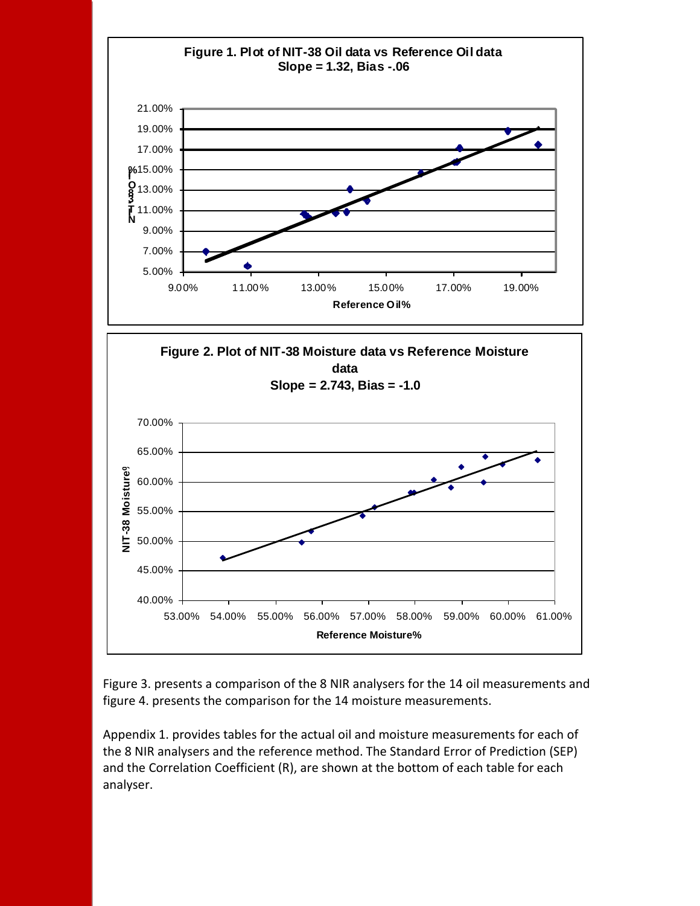**Figure 1. Plot of NIT-38 Oil data vs Reference Oil data**
**Slope = 1.32, Bias -.06**

**Figure 2. Plot of NIT-38 Moisture data vs Reference Moisture data**
**Slope = 2.743, Bias = -1.0**

Figure 3. presents a comparison of the 8 NIR analysers for the 14 oil measurements and figure 4. presents the comparison for the 14 moisture measurements.

Appendix 1. provides tables for the actual oil and moisture measurements for each of the 8 NIR analysers and the reference method. The Standard Error of Prediction (SEP) and the Correlation Coefficient (R), are shown at the bottom of each table for each analyser.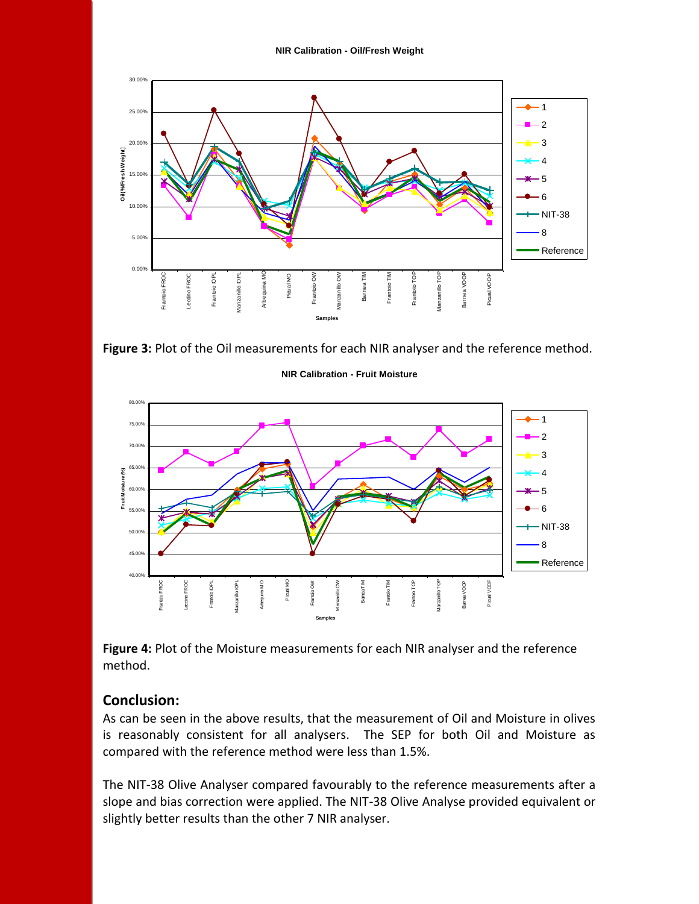**Figure 3:** Plot of the Oil measurements for each NIR analyser and the reference method.

**Figure 4:** Plot of the Moisture measurements for each NIR analyser and the reference method.

## Conclusion:

As can be seen in the above results, that the measurement of Oil and Moisture in olives is reasonably consistent for all analysers. The SEP for both Oil and Moisture as compared with the reference method were less than 1.5%.

The NIT-38 Olive Analyser compared favourably to the reference measurements after a slope and bias correction were applied. The NIT-38 Olive Analyse provided equivalent or slightly better results than the other 7 NIR analyser.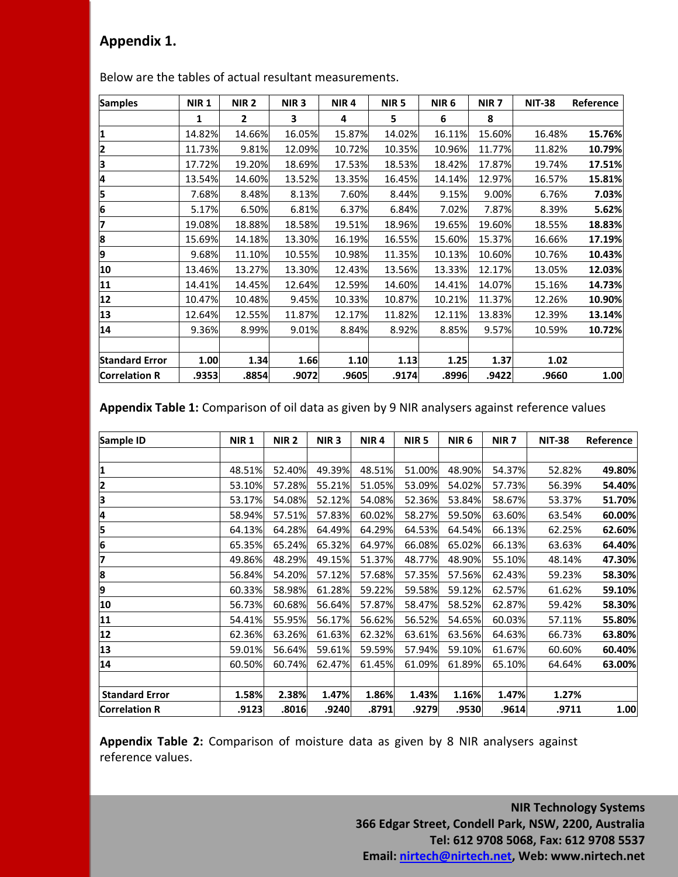## Appendix 1.

Below are the tables of actual resultant measurements.

| Samples | NIR 1 | NIR 2 | NIR 3 | NIR 4 | NIR 5 | NIR 6 | NIR 7 | NIT-38 | Reference |
|---|---|---|---|---|---|---|---|---|---|
| | 1 | 2 | 3 | 4 | 5 | 6 | 8 | | |
| 1 | 14.82% | 14.66% | 16.05% | 15.87% | 14.02% | 16.11% | 15.60% | 16.48% | **15.76%** |
| 2 | 11.73% | 9.81% | 12.09% | 10.72% | 10.35% | 10.96% | 11.77% | 11.82% | **10.79%** |
| 3 | 17.72% | 19.20% | 18.69% | 17.53% | 18.53% | 18.42% | 17.87% | 19.74% | **17.51%** |
| 4 | 13.54% | 14.60% | 13.52% | 13.35% | 16.45% | 14.14% | 12.97% | 16.57% | **15.81%** |
| 5 | 7.68% | 8.48% | 8.13% | 7.60% | 8.44% | 9.15% | 9.00% | 6.76% | **7.03%** |
| 6 | 5.17% | 6.50% | 6.81% | 6.37% | 6.84% | 7.02% | 7.87% | 8.39% | **5.62%** |
| 7 | 19.08% | 18.88% | 18.58% | 19.51% | 18.96% | 19.65% | 19.60% | 18.55% | **18.83%** |
| 8 | 15.69% | 14.18% | 13.30% | 16.19% | 16.55% | 15.60% | 15.37% | 16.66% | **17.19%** |
| 9 | 9.68% | 11.10% | 10.55% | 10.98% | 11.35% | 10.13% | 10.60% | 10.76% | **10.43%** |
| 10 | 13.46% | 13.27% | 13.30% | 12.43% | 13.56% | 13.33% | 12.17% | 13.05% | **12.03%** |
| 11 | 14.41% | 14.45% | 12.64% | 12.59% | 14.60% | 14.41% | 14.07% | 15.16% | **14.73%** |
| 12 | 10.47% | 10.48% | 9.45% | 10.33% | 10.87% | 10.21% | 11.37% | 12.26% | **10.90%** |
| 13 | 12.64% | 12.55% | 11.87% | 12.17% | 11.82% | 12.11% | 13.83% | 12.39% | **13.14%** |
| 14 | 9.36% | 8.99% | 9.01% | 8.84% | 8.92% | 8.85% | 9.57% | 10.59% | **10.72%** |
| | | | | | | | | | |
| **Standard Error** | **1.00** | **1.34** | **1.66** | **1.10** | **1.13** | **1.25** | **1.37** | **1.02** | |
| **Correlation R** | **.9353** | **.8854** | **.9072** | **.9605** | **.9174** | **.8996** | **.9422** | **.9660** | **1.00** |

**Appendix Table 1:** Comparison of oil data as given by 9 NIR analysers against reference values

| Sample ID | NIR 1 | NIR 2 | NIR 3 | NIR 4 | NIR 5 | NIR 6 | NIR 7 | NIT-38 | Reference |
|---|---|---|---|---|---|---|---|---|---|
| | | | | | | | | | |
| 1 | 48.51% | 52.40% | 49.39% | 48.51% | 51.00% | 48.90% | 54.37% | 52.82% | **49.80%** |
| 2 | 53.10% | 57.28% | 55.21% | 51.05% | 53.09% | 54.02% | 57.73% | 56.39% | **54.40%** |
| 3 | 53.17% | 54.08% | 52.12% | 54.08% | 52.36% | 53.84% | 58.67% | 53.37% | **51.70%** |
| 4 | 58.94% | 57.51% | 57.83% | 60.02% | 58.27% | 59.50% | 63.60% | 63.54% | **60.00%** |
| 5 | 64.13% | 64.28% | 64.49% | 64.29% | 64.53% | 64.54% | 66.13% | 62.25% | **62.60%** |
| 6 | 65.35% | 65.24% | 65.32% | 64.97% | 66.08% | 65.02% | 66.13% | 63.63% | **64.40%** |
| 7 | 49.86% | 48.29% | 49.15% | 51.37% | 48.77% | 48.90% | 55.10% | 48.14% | **47.30%** |
| 8 | 56.84% | 54.20% | 57.12% | 57.68% | 57.35% | 57.56% | 62.43% | 59.23% | **58.30%** |
| 9 | 60.33% | 58.98% | 61.28% | 59.22% | 59.58% | 59.12% | 62.57% | 61.62% | **59.10%** |
| 10 | 56.73% | 60.68% | 56.64% | 57.87% | 58.47% | 58.52% | 62.87% | 59.42% | **58.30%** |
| 11 | 54.41% | 55.95% | 56.17% | 56.62% | 56.52% | 54.65% | 60.03% | 57.11% | **55.80%** |
| 12 | 62.36% | 63.26% | 61.63% | 62.32% | 63.61% | 63.56% | 64.63% | 66.73% | **63.80%** |
| 13 | 59.01% | 56.64% | 59.61% | 59.59% | 57.94% | 59.10% | 61.67% | 60.60% | **60.40%** |
| 14 | 60.50% | 60.74% | 62.47% | 61.45% | 61.09% | 61.89% | 65.10% | 64.64% | **63.00%** |
| | | | | | | | | | |
| **Standard Error** | **1.58%** | **2.38%** | **1.47%** | **1.86%** | **1.43%** | **1.16%** | **1.47%** | **1.27%** | |
| **Correlation R** | **.9123** | **.8016** | **.9240** | **.8791** | **.9279** | **.9530** | **.9614** | **.9711** | **1.00** |

**Appendix Table 2:** Comparison of moisture data as given by 8 NIR analysers against reference values.

**NIR Technology Systems**
**366 Edgar Street, Condell Park, NSW, 2200, Australia**
**Tel: 612 9708 5068, Fax: 612 9708 5537**
**Email: nirtech@nirtech.net, Web: www.nirtech.net**